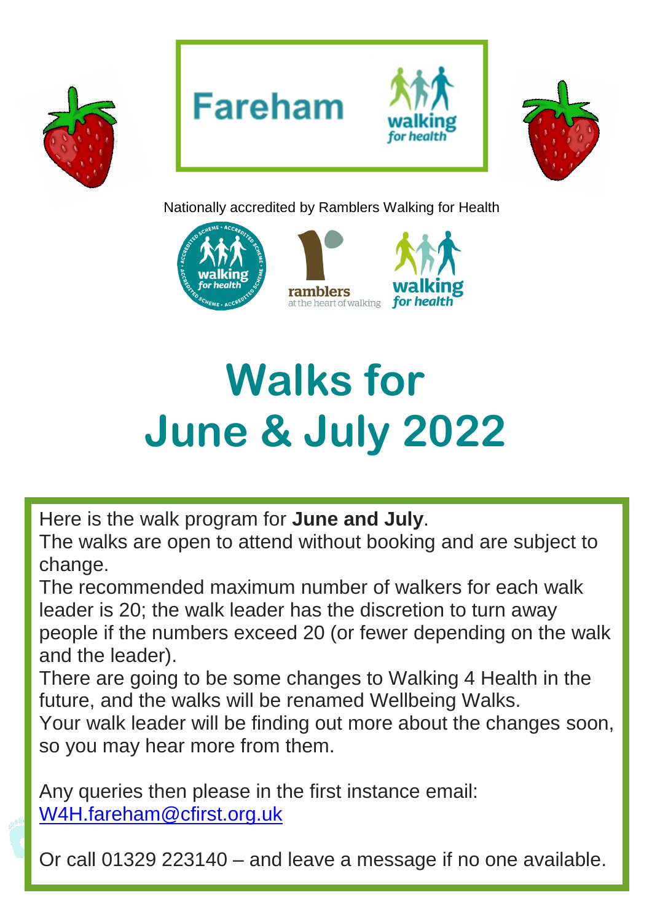Fareham walking for health

Nationally accredited by Ramblers Walking for Health

# Walks for June & July 2022

Here is the walk program for **June and July**.

The walks are open to attend without booking and are subject to change.

The recommended maximum number of walkers for each walk leader is 20; the walk leader has the discretion to turn away people if the numbers exceed 20 (or fewer depending on the walk and the leader).

There are going to be some changes to Walking 4 Health in the future, and the walks will be renamed Wellbeing Walks.

Your walk leader will be finding out more about the changes soon, so you may hear more from them.

Any queries then please in the first instance email: W4H.fareham@cfirst.org.uk

Or call 01329 223140 – and leave a message if no one available.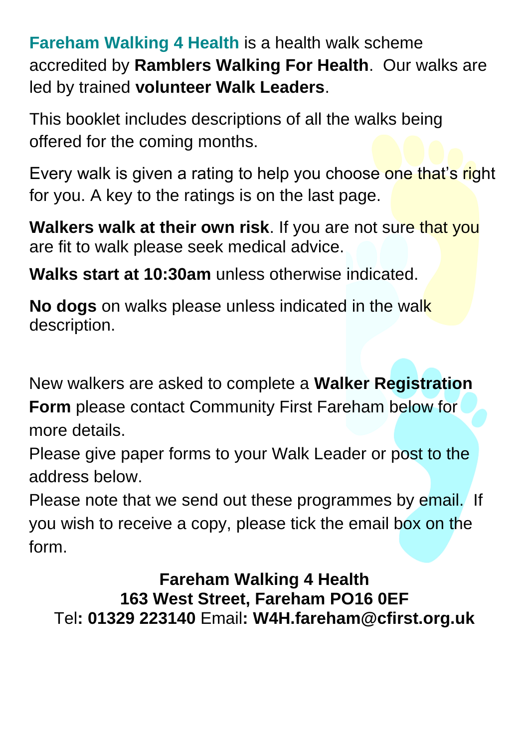**Fareham Walking 4 Health** is a health walk scheme accredited by **Ramblers Walking For Health**. Our walks are led by trained **volunteer Walk Leaders**.

This booklet includes descriptions of all the walks being offered for the coming months.

Every walk is given a rating to help you choose one that's right for you. A key to the ratings is on the last page.

**Walkers walk at their own risk**. If you are not sure that you are fit to walk please seek medical advice.

**Walks start at 10:30am** unless otherwise indicated.

**No dogs** on walks please unless indicated in the walk description.

New walkers are asked to complete a **Walker Registration Form** please contact Community First Fareham below for more details.
Please give paper forms to your Walk Leader or post to the address below.
Please note that we send out these programmes by email. If you wish to receive a copy, please tick the email box on the form.

**Fareham Walking 4 Health**
**163 West Street, Fareham PO16 0EF**
Tel**: 01329 223140** Email**: W4H.fareham@cfirst.org.uk**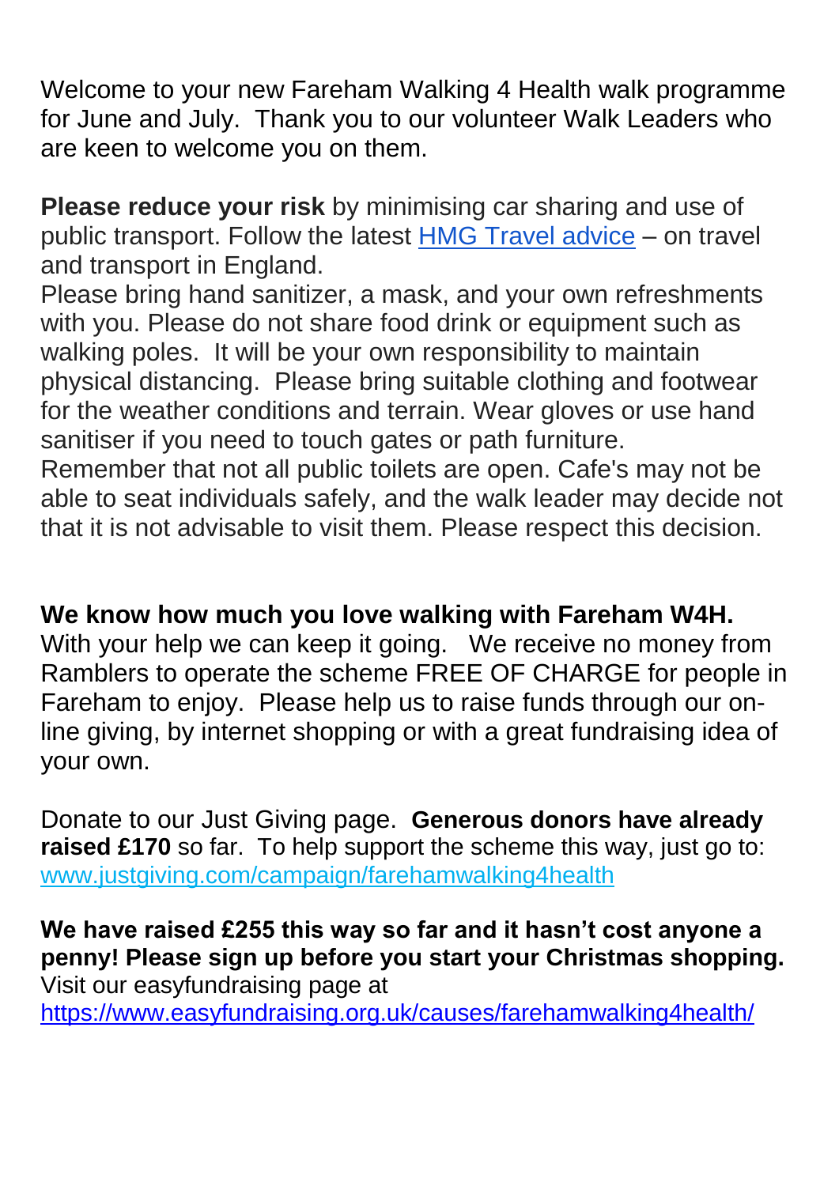Welcome to your new Fareham Walking 4 Health walk programme for June and July. Thank you to our volunteer Walk Leaders who are keen to welcome you on them.

**Please reduce your risk** by minimising car sharing and use of public transport. Follow the latest [HMG Travel advice] – on travel and transport in England.
Please bring hand sanitizer, a mask, and your own refreshments with you. Please do not share food drink or equipment such as walking poles. It will be your own responsibility to maintain physical distancing. Please bring suitable clothing and footwear for the weather conditions and terrain. Wear gloves or use hand sanitiser if you need to touch gates or path furniture.
Remember that not all public toilets are open. Cafe's may not be able to seat individuals safely, and the walk leader may decide not that it is not advisable to visit them. Please respect this decision.

**We know how much you love walking with Fareham W4H.**
With your help we can keep it going. We receive no money from Ramblers to operate the scheme FREE OF CHARGE for people in Fareham to enjoy. Please help us to raise funds through our on-line giving, by internet shopping or with a great fundraising idea of your own.

Donate to our Just Giving page. **Generous donors have already raised £170** so far. To help support the scheme this way, just go to: www.justgiving.com/campaign/farehamwalking4health

**We have raised £255 this way so far and it hasn't cost anyone a penny! Please sign up before you start your Christmas shopping.**
Visit our easyfundraising page at
https://www.easyfundraising.org.uk/causes/farehamwalking4health/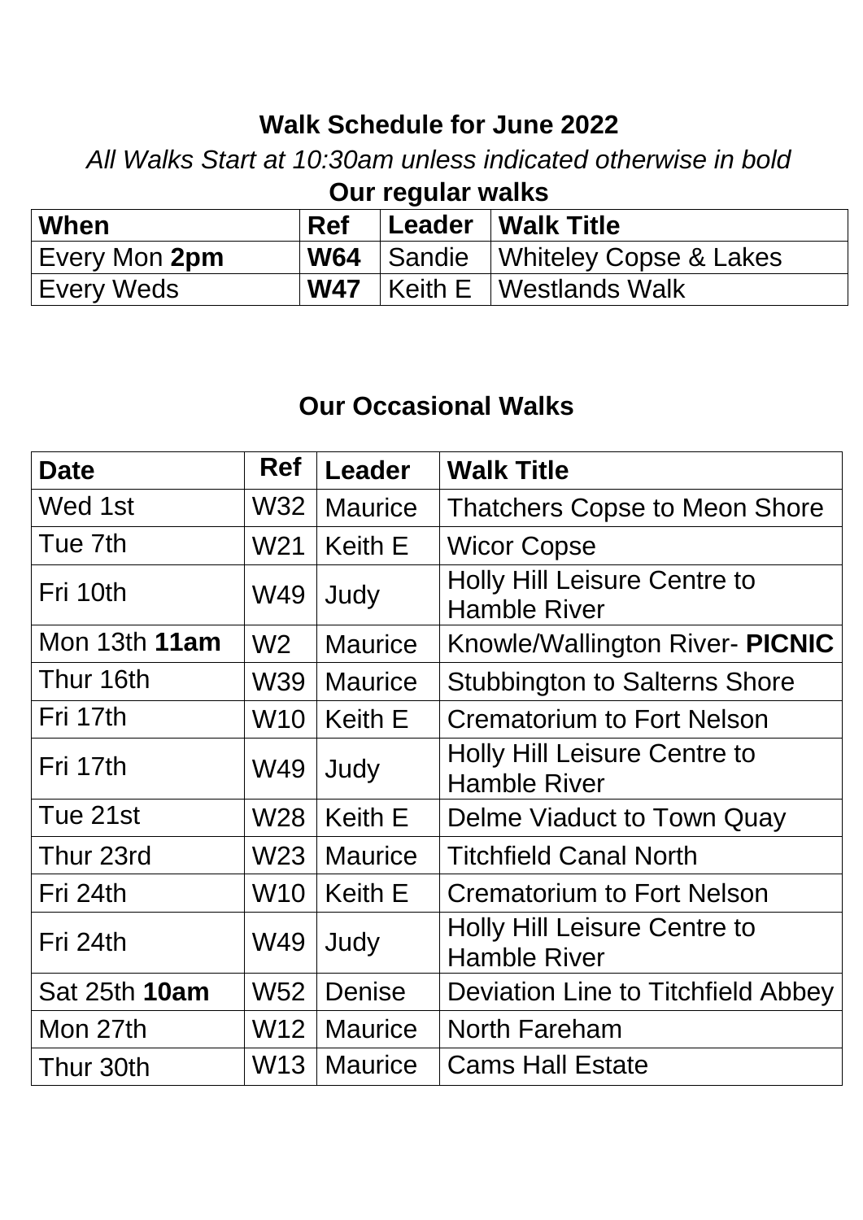# Walk Schedule for June 2022

*All Walks Start at 10:30am unless indicated otherwise in bold*

## Our regular walks

| When | Ref | Leader | Walk Title |
|---|---|---|---|
| Every Mon **2pm** | **W64** | Sandie | Whiteley Copse & Lakes |
| Every Weds | **W47** | Keith E | Westlands Walk |

## Our Occasional Walks

| Date | Ref | Leader | Walk Title |
|---|---|---|---|
| Wed 1st | W32 | Maurice | Thatchers Copse to Meon Shore |
| Tue 7th | W21 | Keith E | Wicor Copse |
| Fri 10th | W49 | Judy | Holly Hill Leisure Centre to Hamble River |
| Mon 13th **11am** | W2 | Maurice | Knowle/Wallington River- **PICNIC** |
| Thur 16th | W39 | Maurice | Stubbington to Salterns Shore |
| Fri 17th | W10 | Keith E | Crematorium to Fort Nelson |
| Fri 17th | W49 | Judy | Holly Hill Leisure Centre to Hamble River |
| Tue 21st | W28 | Keith E | Delme Viaduct to Town Quay |
| Thur 23rd | W23 | Maurice | Titchfield Canal North |
| Fri 24th | W10 | Keith E | Crematorium to Fort Nelson |
| Fri 24th | W49 | Judy | Holly Hill Leisure Centre to Hamble River |
| Sat 25th **10am** | W52 | Denise | Deviation Line to Titchfield Abbey |
| Mon 27th | W12 | Maurice | North Fareham |
| Thur 30th | W13 | Maurice | Cams Hall Estate |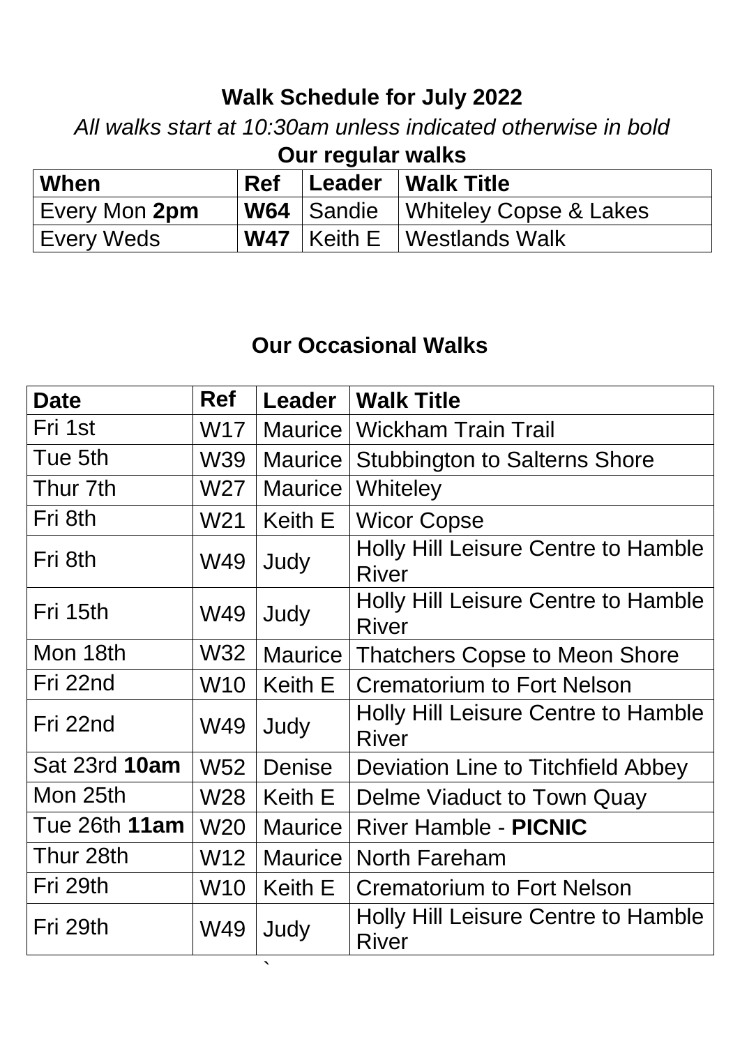## Walk Schedule for July 2022

*All walks start at 10:30am unless indicated otherwise in bold*

### Our regular walks

| When | Ref | Leader | Walk Title |
|---|---|---|---|
| Every Mon **2pm** | **W64** | Sandie | Whiteley Copse & Lakes |
| Every Weds | **W47** | Keith E | Westlands Walk |

### Our Occasional Walks

| Date | Ref | Leader | Walk Title |
|---|---|---|---|
| Fri 1st | W17 | Maurice | Wickham Train Trail |
| Tue 5th | W39 | Maurice | Stubbington to Salterns Shore |
| Thur 7th | W27 | Maurice | Whiteley |
| Fri 8th | W21 | Keith E | Wicor Copse |
| Fri 8th | W49 | Judy | Holly Hill Leisure Centre to Hamble River |
| Fri 15th | W49 | Judy | Holly Hill Leisure Centre to Hamble River |
| Mon 18th | W32 | Maurice | Thatchers Copse to Meon Shore |
| Fri 22nd | W10 | Keith E | Crematorium to Fort Nelson |
| Fri 22nd | W49 | Judy | Holly Hill Leisure Centre to Hamble River |
| Sat 23rd **10am** | W52 | Denise | Deviation Line to Titchfield Abbey |
| Mon 25th | W28 | Keith E | Delme Viaduct to Town Quay |
| Tue 26th **11am** | W20 | Maurice | River Hamble - **PICNIC** |
| Thur 28th | W12 | Maurice | North Fareham |
| Fri 29th | W10 | Keith E | Crematorium to Fort Nelson |
| Fri 29th | W49 | Judy | Holly Hill Leisure Centre to Hamble River |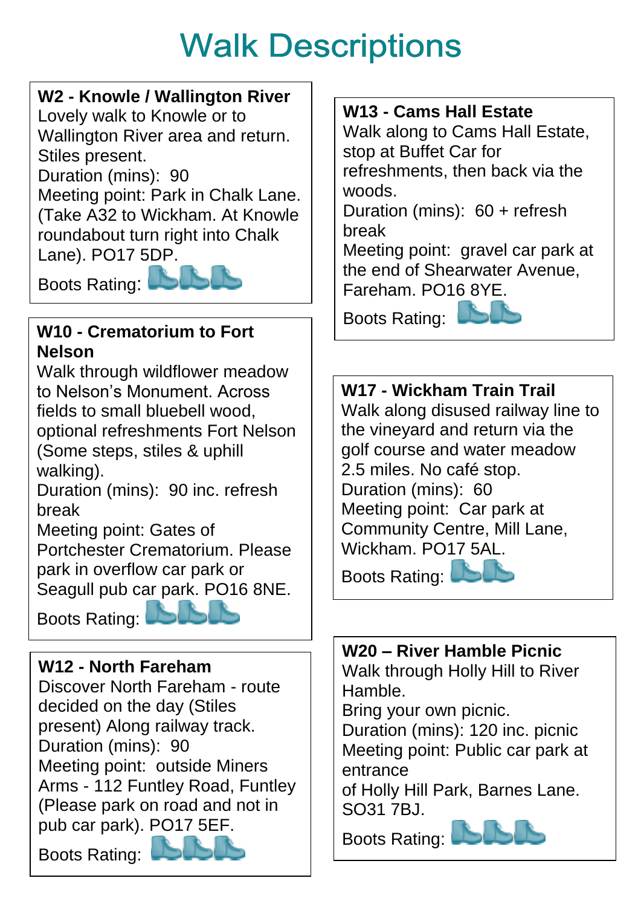# Walk Descriptions

**W2 - Knowle / Wallington River**
Lovely walk to Knowle or to Wallington River area and return. Stiles present.
Duration (mins): 90
Meeting point: Park in Chalk Lane. (Take A32 to Wickham. At Knowle roundabout turn right into Chalk Lane). PO17 5DP.
Boots Rating: 3

**W10 - Crematorium to Fort Nelson**
Walk through wildflower meadow to Nelson's Monument. Across fields to small bluebell wood, optional refreshments Fort Nelson (Some steps, stiles & uphill walking).
Duration (mins): 90 inc. refresh break
Meeting point: Gates of Portchester Crematorium. Please park in overflow car park or Seagull pub car park. PO16 8NE.
Boots Rating: 3

**W12 - North Fareham**
Discover North Fareham - route decided on the day (Stiles present) Along railway track.
Duration (mins): 90
Meeting point: outside Miners Arms - 112 Funtley Road, Funtley (Please park on road and not in pub car park). PO17 5EF.
Boots Rating: 3

**W13 - Cams Hall Estate**
Walk along to Cams Hall Estate, stop at Buffet Car for refreshments, then back via the woods.
Duration (mins): 60 + refresh break
Meeting point: gravel car park at the end of Shearwater Avenue, Fareham. PO16 8YE.
Boots Rating: 2

**W17 - Wickham Train Trail**
Walk along disused railway line to the vineyard and return via the golf course and water meadow 2.5 miles. No café stop.
Duration (mins): 60
Meeting point: Car park at Community Centre, Mill Lane, Wickham. PO17 5AL.
Boots Rating: 2

**W20 – River Hamble Picnic**
Walk through Holly Hill to River Hamble.
Bring your own picnic.
Duration (mins): 120 inc. picnic
Meeting point: Public car park at entrance of Holly Hill Park, Barnes Lane. SO31 7BJ.
Boots Rating: 3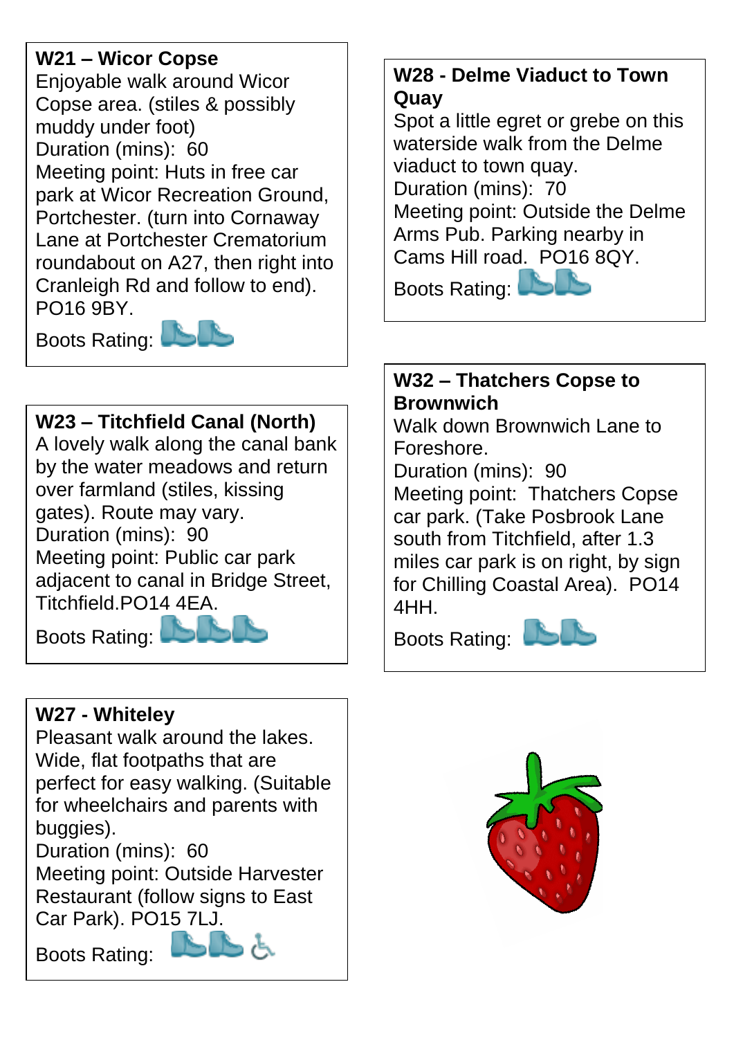## W21 – Wicor Copse

Enjoyable walk around Wicor Copse area. (stiles & possibly muddy under foot)
Duration (mins): 60
Meeting point: Huts in free car park at Wicor Recreation Ground, Portchester. (turn into Cornaway Lane at Portchester Crematorium roundabout on A27, then right into Cranleigh Rd and follow to end). PO16 9BY.
Boots Rating:

## W23 – Titchfield Canal (North)

A lovely walk along the canal bank by the water meadows and return over farmland (stiles, kissing gates). Route may vary.
Duration (mins): 90
Meeting point: Public car park adjacent to canal in Bridge Street, Titchfield.PO14 4EA.
Boots Rating:

## W27 - Whiteley

Pleasant walk around the lakes. Wide, flat footpaths that are perfect for easy walking. (Suitable for wheelchairs and parents with buggies).
Duration (mins): 60
Meeting point: Outside Harvester Restaurant (follow signs to East Car Park). PO15 7LJ.
Boots Rating:

## W28 - Delme Viaduct to Town Quay

Spot a little egret or grebe on this waterside walk from the Delme viaduct to town quay.
Duration (mins): 70
Meeting point: Outside the Delme Arms Pub. Parking nearby in Cams Hill road. PO16 8QY.
Boots Rating:

## W32 – Thatchers Copse to Brownwich

Walk down Brownwich Lane to Foreshore.
Duration (mins): 90
Meeting point: Thatchers Copse car park. (Take Posbrook Lane south from Titchfield, after 1.3 miles car park is on right, by sign for Chilling Coastal Area). PO14 4HH.
Boots Rating: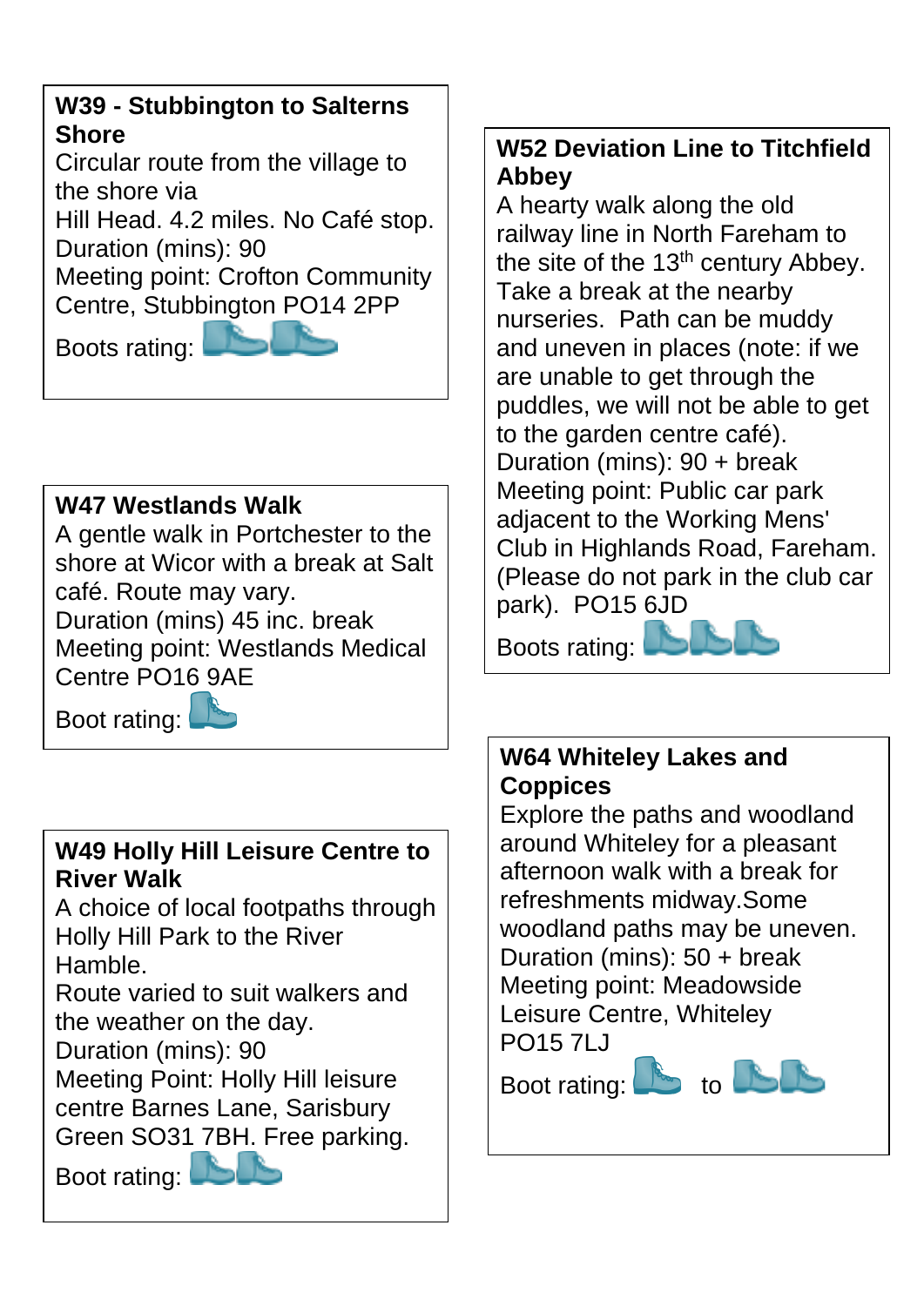**W39 - Stubbington to Salterns Shore**

Circular route from the village to the shore via
Hill Head. 4.2 miles. No Café stop.
Duration (mins): 90
Meeting point: Crofton Community Centre, Stubbington PO14 2PP

Boots rating:

**W47 Westlands Walk**

A gentle walk in Portchester to the shore at Wicor with a break at Salt café. Route may vary.
Duration (mins) 45 inc. break
Meeting point: Westlands Medical Centre PO16 9AE

Boot rating:

**W49 Holly Hill Leisure Centre to River Walk**

A choice of local footpaths through Holly Hill Park to the River Hamble.
Route varied to suit walkers and the weather on the day.
Duration (mins): 90
Meeting Point: Holly Hill leisure centre Barnes Lane, Sarisbury Green SO31 7BH. Free parking.

Boot rating:

**W52 Deviation Line to Titchfield Abbey**

A hearty walk along the old railway line in North Fareham to the site of the 13th century Abbey. Take a break at the nearby nurseries. Path can be muddy and uneven in places (note: if we are unable to get through the puddles, we will not be able to get to the garden centre café).
Duration (mins): 90 + break
Meeting point: Public car park adjacent to the Working Mens' Club in Highlands Road, Fareham. (Please do not park in the club car park). PO15 6JD

Boots rating:

**W64 Whiteley Lakes and Coppices**

Explore the paths and woodland around Whiteley for a pleasant afternoon walk with a break for refreshments midway.Some woodland paths may be uneven.
Duration (mins): 50 + break
Meeting point: Meadowside Leisure Centre, Whiteley
PO15 7LJ

Boot rating: to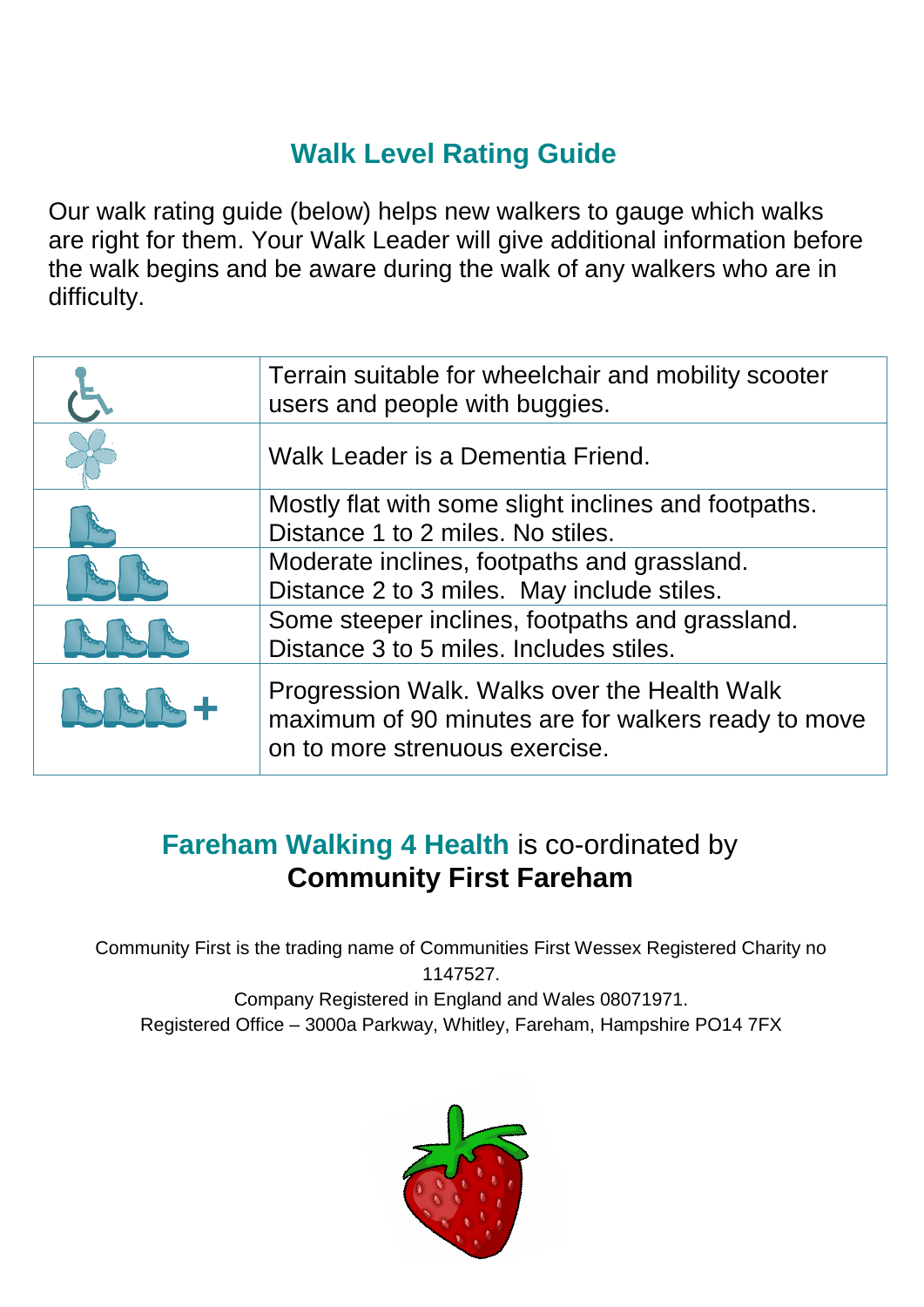## Walk Level Rating Guide

Our walk rating guide (below) helps new walkers to gauge which walks are right for them. Your Walk Leader will give additional information before the walk begins and be aware during the walk of any walkers who are in difficulty.

| | |
|---|---|
| | Terrain suitable for wheelchair and mobility scooter users and people with buggies. |
| | Walk Leader is a Dementia Friend. |
| | Mostly flat with some slight inclines and footpaths. Distance 1 to 2 miles. No stiles. |
| | Moderate inclines, footpaths and grassland. Distance 2 to 3 miles. May include stiles. |
| | Some steeper inclines, footpaths and grassland. Distance 3 to 5 miles. Includes stiles. |
| + | Progression Walk. Walks over the Health Walk maximum of 90 minutes are for walkers ready to move on to more strenuous exercise. |

**Fareham Walking 4 Health** is co-ordinated by
**Community First Fareham**

Community First is the trading name of Communities First Wessex Registered Charity no 1147527.
Company Registered in England and Wales 08071971.
Registered Office – 3000a Parkway, Whitley, Fareham, Hampshire PO14 7FX